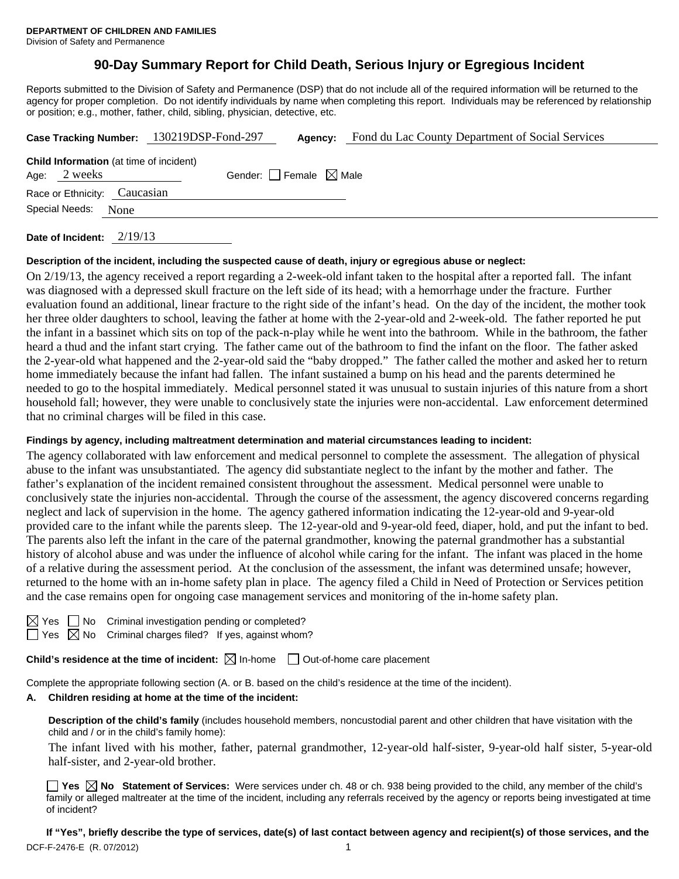**DEPARTMENT OF CHILDREN AND FAMILIES**
Division of Safety and Permanence

# 90-Day Summary Report for Child Death, Serious Injury or Egregious Incident

Reports submitted to the Division of Safety and Permanence (DSP) that do not include all of the required information will be returned to the agency for proper completion. Do not identify individuals by name when completing this report. Individuals may be referenced by relationship or position; e.g., mother, father, child, sibling, physician, detective, etc.

**Case Tracking Number:** 130219DSP-Fond-297 **Agency:** Fond du Lac County Department of Social Services

**Child Information** (at time of incident)
Age: 2 weeks Gender: ☐ Female ☒ Male
Race or Ethnicity: Caucasian
Special Needs: None

**Date of Incident:** 2/19/13

**Description of the incident, including the suspected cause of death, injury or egregious abuse or neglect:**

On 2/19/13, the agency received a report regarding a 2-week-old infant taken to the hospital after a reported fall. The infant was diagnosed with a depressed skull fracture on the left side of its head; with a hemorrhage under the fracture. Further evaluation found an additional, linear fracture to the right side of the infant's head. On the day of the incident, the mother took her three older daughters to school, leaving the father at home with the 2-year-old and 2-week-old. The father reported he put the infant in a bassinet which sits on top of the pack-n-play while he went into the bathroom. While in the bathroom, the father heard a thud and the infant start crying. The father came out of the bathroom to find the infant on the floor. The father asked the 2-year-old what happened and the 2-year-old said the "baby dropped." The father called the mother and asked her to return home immediately because the infant had fallen. The infant sustained a bump on his head and the parents determined he needed to go to the hospital immediately. Medical personnel stated it was unusual to sustain injuries of this nature from a short household fall; however, they were unable to conclusively state the injuries were non-accidental. Law enforcement determined that no criminal charges will be filed in this case.

**Findings by agency, including maltreatment determination and material circumstances leading to incident:**

The agency collaborated with law enforcement and medical personnel to complete the assessment. The allegation of physical abuse to the infant was unsubstantiated. The agency did substantiate neglect to the infant by the mother and father. The father's explanation of the incident remained consistent throughout the assessment. Medical personnel were unable to conclusively state the injuries non-accidental. Through the course of the assessment, the agency discovered concerns regarding neglect and lack of supervision in the home. The agency gathered information indicating the 12-year-old and 9-year-old provided care to the infant while the parents sleep. The 12-year-old and 9-year-old feed, diaper, hold, and put the infant to bed. The parents also left the infant in the care of the paternal grandmother, knowing the paternal grandmother has a substantial history of alcohol abuse and was under the influence of alcohol while caring for the infant. The infant was placed in the home of a relative during the assessment period. At the conclusion of the assessment, the infant was determined unsafe; however, returned to the home with an in-home safety plan in place. The agency filed a Child in Need of Protection or Services petition and the case remains open for ongoing case management services and monitoring of the in-home safety plan.

☒ Yes ☐ No Criminal investigation pending or completed?
☐ Yes ☒ No Criminal charges filed? If yes, against whom?

**Child's residence at the time of incident:** ☒ In-home ☐ Out-of-home care placement

Complete the appropriate following section (A. or B. based on the child's residence at the time of the incident).

**A. Children residing at home at the time of the incident:**

**Description of the child's family** (includes household members, noncustodial parent and other children that have visitation with the child and / or in the child's family home):

The infant lived with his mother, father, paternal grandmother, 12-year-old half-sister, 9-year-old half sister, 5-year-old half-sister, and 2-year-old brother.

☐ **Yes** ☒ **No Statement of Services:** Were services under ch. 48 or ch. 938 being provided to the child, any member of the child's family or alleged maltreater at the time of the incident, including any referrals received by the agency or reports being investigated at time of incident?

**If "Yes", briefly describe the type of services, date(s) of last contact between agency and recipient(s) of those services, and the**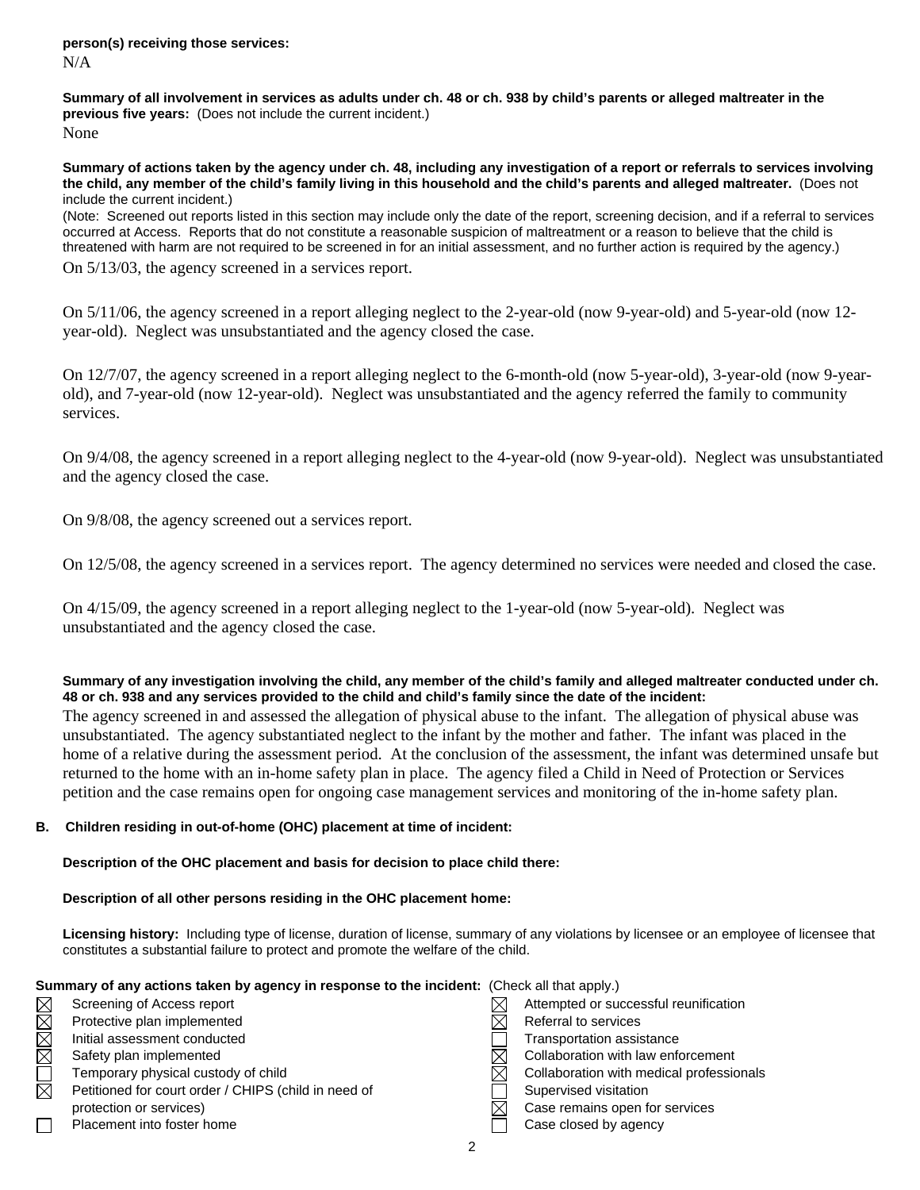**person(s) receiving those services:**
N/A

**Summary of all involvement in services as adults under ch. 48 or ch. 938 by child's parents or alleged maltreater in the previous five years:** (Does not include the current incident.)
None

**Summary of actions taken by the agency under ch. 48, including any investigation of a report or referrals to services involving the child, any member of the child's family living in this household and the child's parents and alleged maltreater.** (Does not include the current incident.)
(Note: Screened out reports listed in this section may include only the date of the report, screening decision, and if a referral to services occurred at Access. Reports that do not constitute a reasonable suspicion of maltreatment or a reason to believe that the child is threatened with harm are not required to be screened in for an initial assessment, and no further action is required by the agency.)

On 5/13/03, the agency screened in a services report.

On 5/11/06, the agency screened in a report alleging neglect to the 2-year-old (now 9-year-old) and 5-year-old (now 12-year-old). Neglect was unsubstantiated and the agency closed the case.

On 12/7/07, the agency screened in a report alleging neglect to the 6-month-old (now 5-year-old), 3-year-old (now 9-year-old), and 7-year-old (now 12-year-old). Neglect was unsubstantiated and the agency referred the family to community services.

On 9/4/08, the agency screened in a report alleging neglect to the 4-year-old (now 9-year-old). Neglect was unsubstantiated and the agency closed the case.

On 9/8/08, the agency screened out a services report.

On 12/5/08, the agency screened in a services report. The agency determined no services were needed and closed the case.

On 4/15/09, the agency screened in a report alleging neglect to the 1-year-old (now 5-year-old). Neglect was unsubstantiated and the agency closed the case.

**Summary of any investigation involving the child, any member of the child's family and alleged maltreater conducted under ch. 48 or ch. 938 and any services provided to the child and child's family since the date of the incident:**
The agency screened in and assessed the allegation of physical abuse to the infant. The allegation of physical abuse was unsubstantiated. The agency substantiated neglect to the infant by the mother and father. The infant was placed in the home of a relative during the assessment period. At the conclusion of the assessment, the infant was determined unsafe but returned to the home with an in-home safety plan in place. The agency filed a Child in Need of Protection or Services petition and the case remains open for ongoing case management services and monitoring of the in-home safety plan.

**B. Children residing in out-of-home (OHC) placement at time of incident:**

**Description of the OHC placement and basis for decision to place child there:**

**Description of all other persons residing in the OHC placement home:**

**Licensing history:** Including type of license, duration of license, summary of any violations by licensee or an employee of licensee that constitutes a substantial failure to protect and promote the welfare of the child.

**Summary of any actions taken by agency in response to the incident:** (Check all that apply.)

- [x] Screening of Access report
- [x] Protective plan implemented
- [x] Initial assessment conducted
- [x] Safety plan implemented
- [ ] Temporary physical custody of child
- [x] Petitioned for court order / CHIPS (child in need of protection or services)
- [ ] Placement into foster home
- [x] Attempted or successful reunification
- [x] Referral to services
- [ ] Transportation assistance
- [x] Collaboration with law enforcement
- [x] Collaboration with medical professionals
- [ ] Supervised visitation
- [x] Case remains open for services
- [ ] Case closed by agency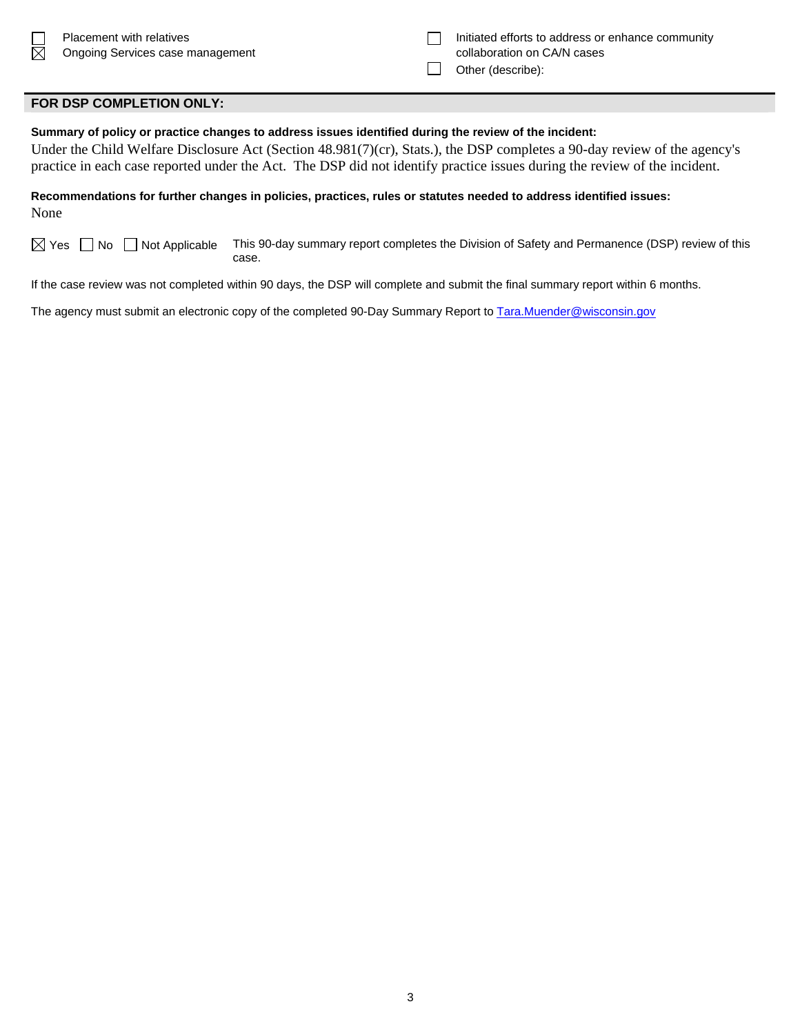- [ ] Placement with relatives
- [x] Ongoing Services case management
- [ ] Initiated efforts to address or enhance community collaboration on CA/N cases
- [ ] Other (describe):

## FOR DSP COMPLETION ONLY:

**Summary of policy or practice changes to address issues identified during the review of the incident:**

Under the Child Welfare Disclosure Act (Section 48.981(7)(cr), Stats.), the DSP completes a 90-day review of the agency's practice in each case reported under the Act. The DSP did not identify practice issues during the review of the incident.

**Recommendations for further changes in policies, practices, rules or statutes needed to address identified issues:**

None

[x] Yes [ ] No [ ] Not Applicable    This 90-day summary report completes the Division of Safety and Permanence (DSP) review of this case.

If the case review was not completed within 90 days, the DSP will complete and submit the final summary report within 6 months.

The agency must submit an electronic copy of the completed 90-Day Summary Report to Tara.Muender@wisconsin.gov